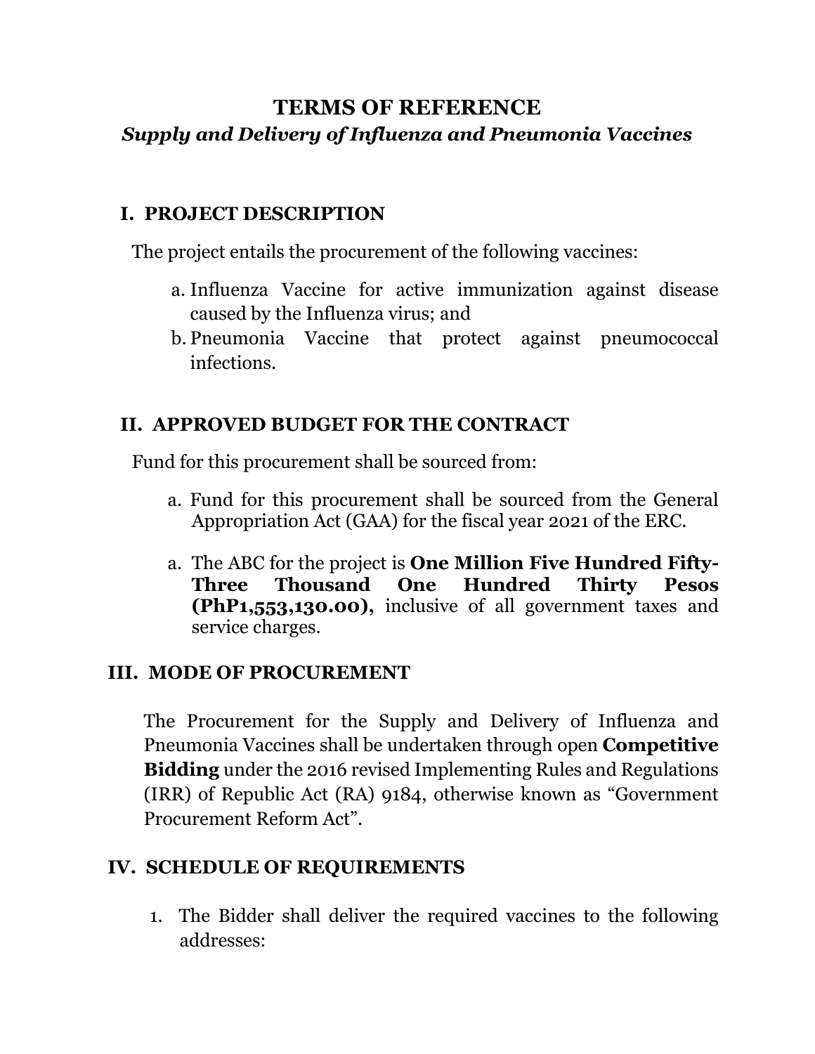# TERMS OF REFERENCE

***Supply and Delivery of Influenza and Pneumonia Vaccines***

## I. PROJECT DESCRIPTION

The project entails the procurement of the following vaccines:

a. Influenza Vaccine for active immunization against disease caused by the Influenza virus; and
b. Pneumonia Vaccine that protect against pneumococcal infections.

## II. APPROVED BUDGET FOR THE CONTRACT

Fund for this procurement shall be sourced from:

a. Fund for this procurement shall be sourced from the General Appropriation Act (GAA) for the fiscal year 2021 of the ERC.

a. The ABC for the project is **One Million Five Hundred Fifty-Three Thousand One Hundred Thirty Pesos (PhP1,553,130.00),** inclusive of all government taxes and service charges.

## III. MODE OF PROCUREMENT

The Procurement for the Supply and Delivery of Influenza and Pneumonia Vaccines shall be undertaken through open **Competitive Bidding** under the 2016 revised Implementing Rules and Regulations (IRR) of Republic Act (RA) 9184, otherwise known as "Government Procurement Reform Act".

## IV. SCHEDULE OF REQUIREMENTS

1. The Bidder shall deliver the required vaccines to the following addresses: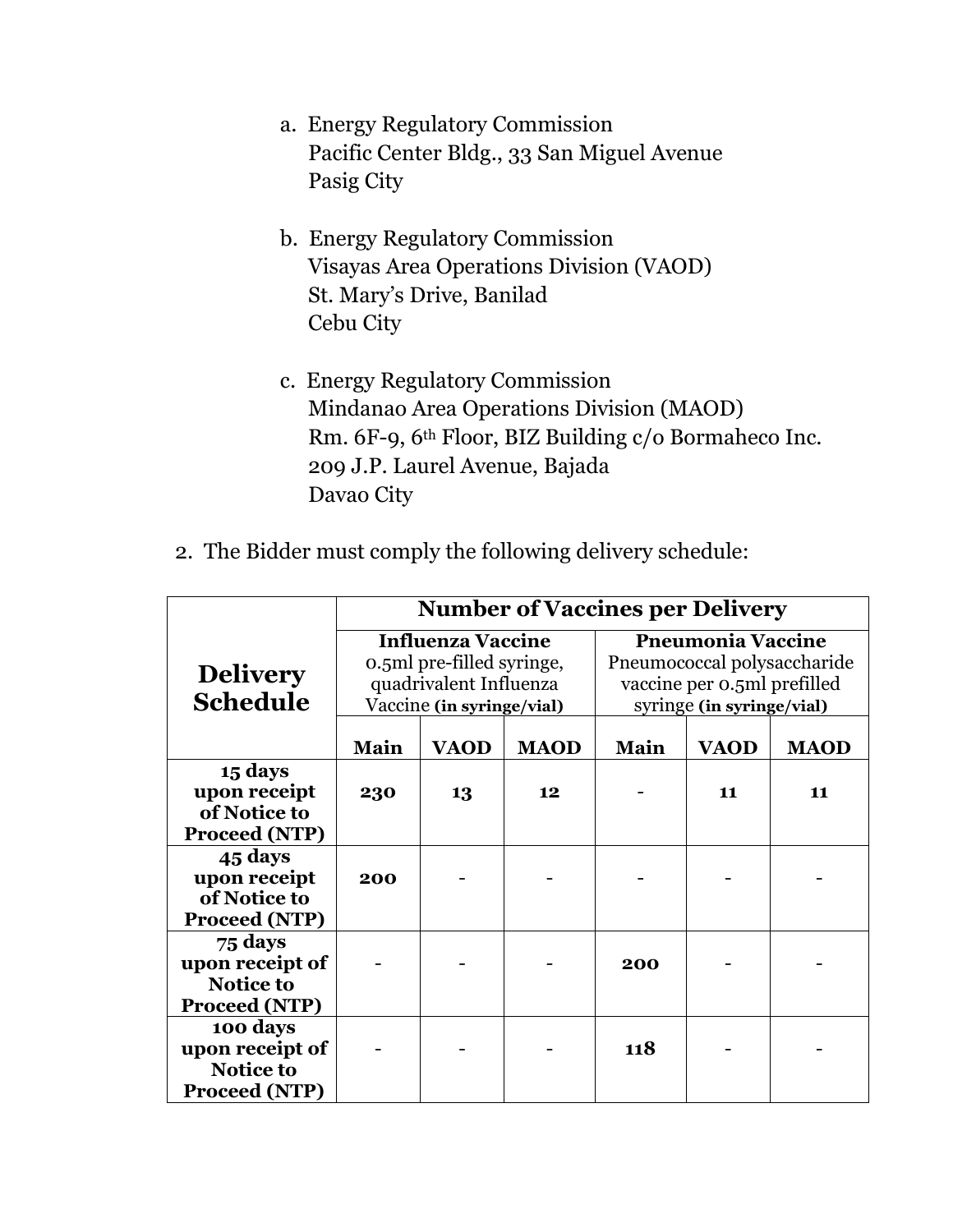a. Energy Regulatory Commission
   Pacific Center Bldg., 33 San Miguel Avenue
   Pasig City

b. Energy Regulatory Commission
   Visayas Area Operations Division (VAOD)
   St. Mary's Drive, Banilad
   Cebu City

c. Energy Regulatory Commission
   Mindanao Area Operations Division (MAOD)
   Rm. 6F-9, 6th Floor, BIZ Building c/o Bormaheco Inc.
   209 J.P. Laurel Avenue, Bajada
   Davao City

2. The Bidder must comply the following delivery schedule:

| **Delivery Schedule** | **Number of Vaccines per Delivery** | | | | | |
|---|---|---|---|---|---|---|
| | **Influenza Vaccine** 0.5ml pre-filled syringe, quadrivalent Influenza Vaccine **(in syringe/vial)** | | | **Pneumonia Vaccine** Pneumococcal polysaccharide vaccine per 0.5ml prefilled syringe **(in syringe/vial)** | | |
| | **Main** | **VAOD** | **MAOD** | **Main** | **VAOD** | **MAOD** |
| **15 days upon receipt of Notice to Proceed (NTP)** | **230** | **13** | **12** | - | **11** | **11** |
| **45 days upon receipt of Notice to Proceed (NTP)** | **200** | - | - | - | - | - |
| **75 days upon receipt of Notice to Proceed (NTP)** | - | - | - | **200** | - | - |
| **100 days upon receipt of Notice to Proceed (NTP)** | - | - | - | **118** | - | - |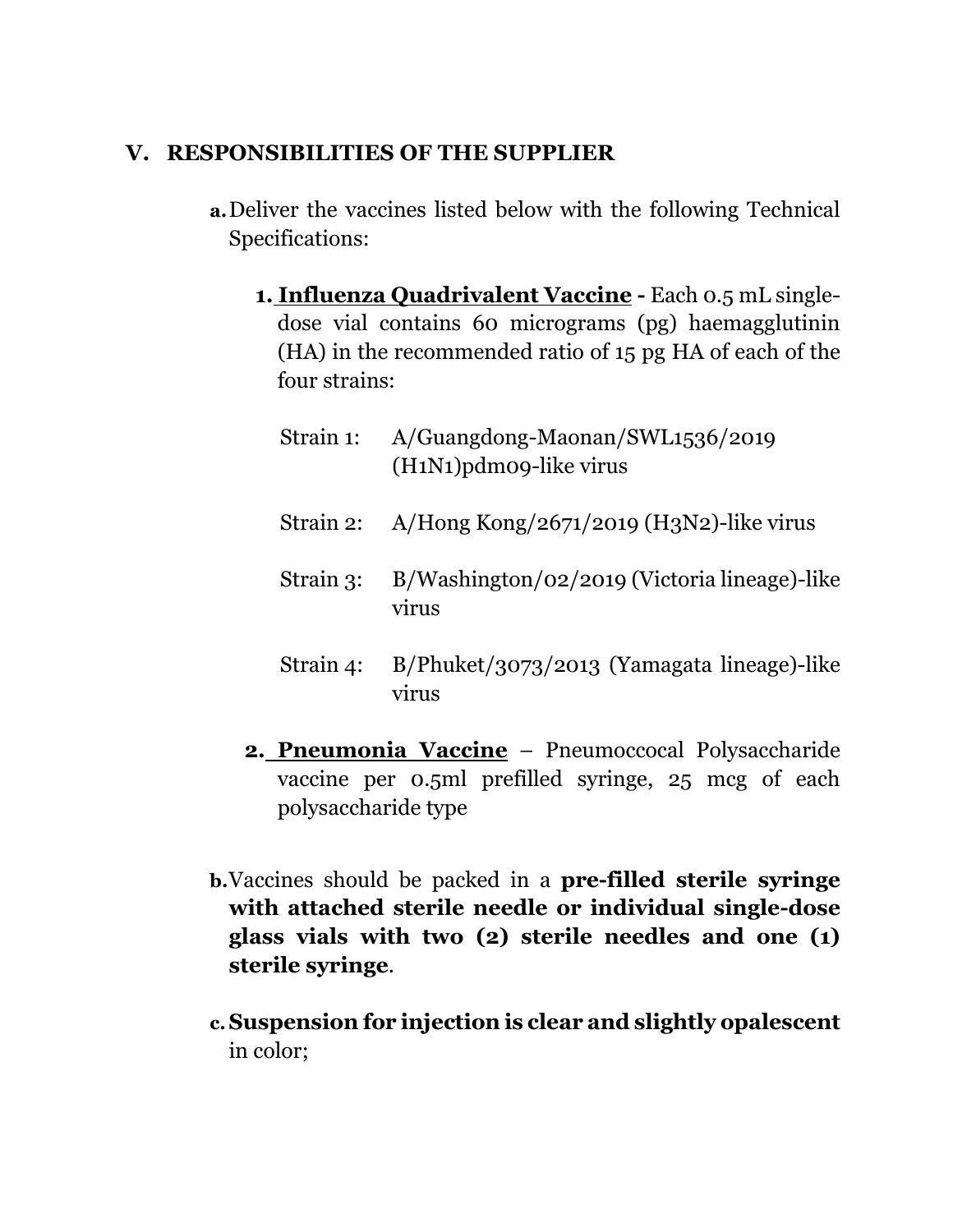## V. RESPONSIBILITIES OF THE SUPPLIER

**a.** Deliver the vaccines listed below with the following Technical Specifications:

1. **Influenza Quadrivalent Vaccine -** Each 0.5 mL single-dose vial contains 60 micrograms (pg) haemagglutinin (HA) in the recommended ratio of 15 pg HA of each of the four strains:

   Strain 1: A/Guangdong-Maonan/SWL1536/2019 (H1N1)pdm09-like virus

   Strain 2: A/Hong Kong/2671/2019 (H3N2)-like virus

   Strain 3: B/Washington/02/2019 (Victoria lineage)-like virus

   Strain 4: B/Phuket/3073/2013 (Yamagata lineage)-like virus

2. **Pneumonia Vaccine** – Pneumoccocal Polysaccharide vaccine per 0.5ml prefilled syringe, 25 mcg of each polysaccharide type

**b.** Vaccines should be packed in a **pre-filled sterile syringe with attached sterile needle or individual single-dose glass vials with two (2) sterile needles and one (1) sterile syringe**.

**c.** **Suspension for injection is clear and slightly opalescent** in color;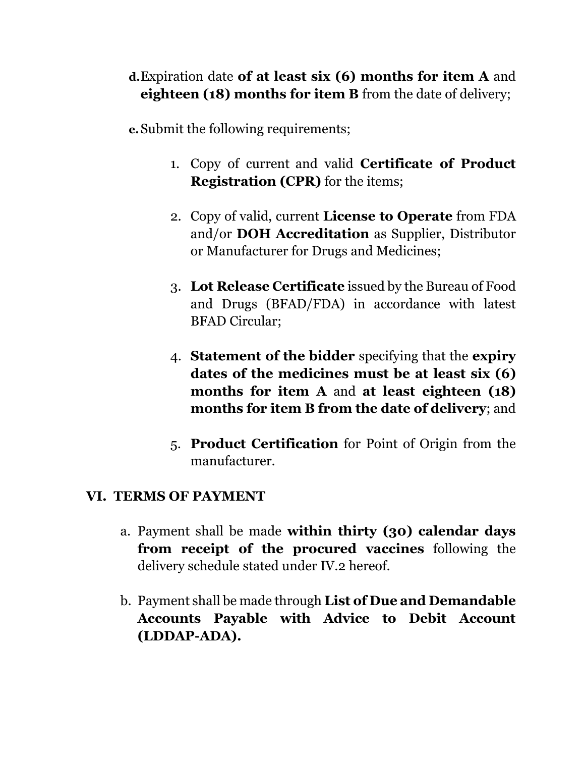d. Expiration date **of at least six (6) months for item A** and **eighteen (18) months for item B** from the date of delivery;

e. Submit the following requirements;

1. Copy of current and valid **Certificate of Product Registration (CPR)** for the items;

2. Copy of valid, current **License to Operate** from FDA and/or **DOH Accreditation** as Supplier, Distributor or Manufacturer for Drugs and Medicines;

3. **Lot Release Certificate** issued by the Bureau of Food and Drugs (BFAD/FDA) in accordance with latest BFAD Circular;

4. **Statement of the bidder** specifying that the **expiry dates of the medicines must be at least six (6) months for item A** and **at least eighteen (18) months for item B from the date of delivery**; and

5. **Product Certification** for Point of Origin from the manufacturer.

## VI. TERMS OF PAYMENT

a. Payment shall be made **within thirty (30) calendar days from receipt of the procured vaccines** following the delivery schedule stated under IV.2 hereof.

b. Payment shall be made through **List of Due and Demandable Accounts Payable with Advice to Debit Account (LDDAP-ADA).**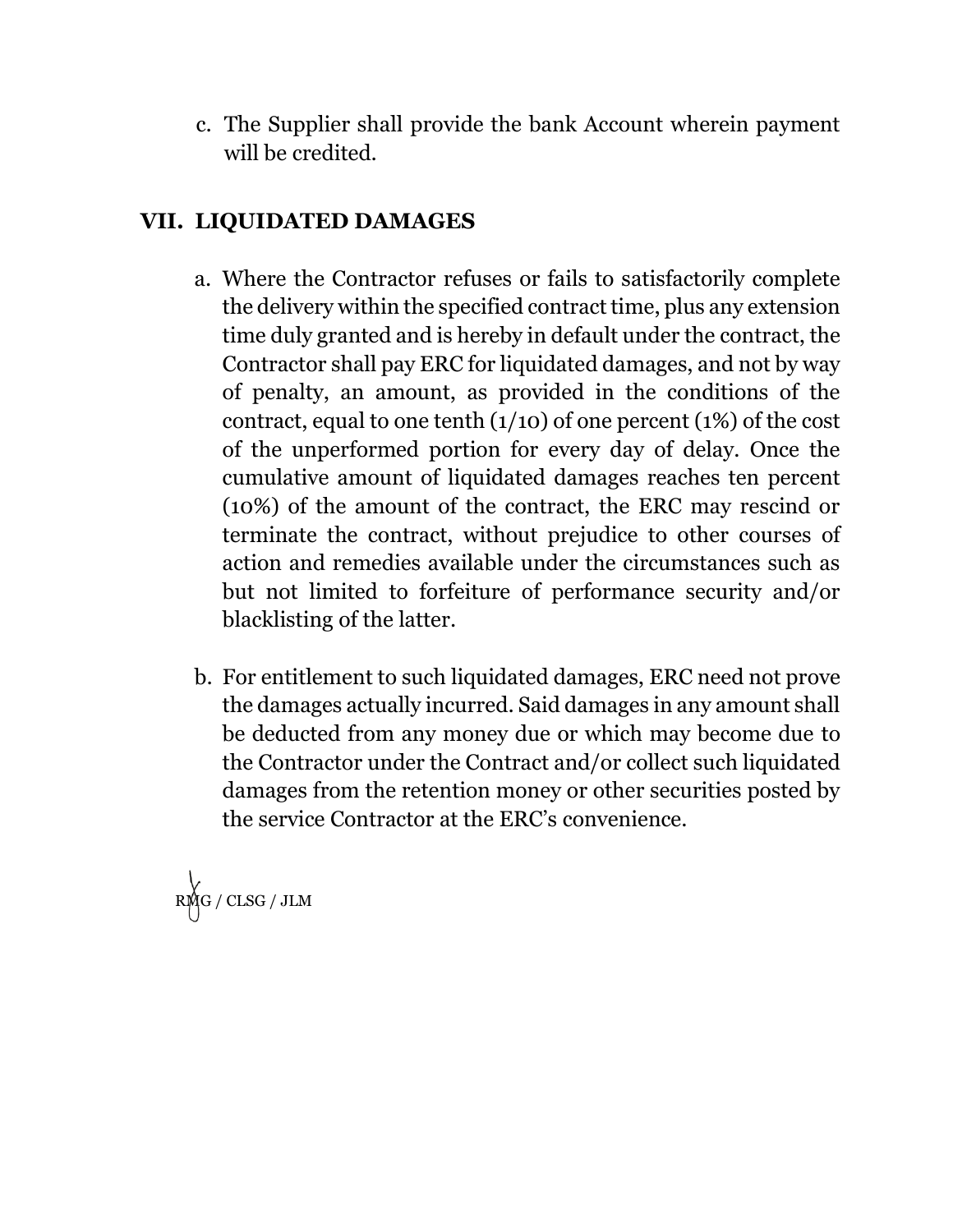c. The Supplier shall provide the bank Account wherein payment will be credited.

## VII. LIQUIDATED DAMAGES

a. Where the Contractor refuses or fails to satisfactorily complete the delivery within the specified contract time, plus any extension time duly granted and is hereby in default under the contract, the Contractor shall pay ERC for liquidated damages, and not by way of penalty, an amount, as provided in the conditions of the contract, equal to one tenth (1/10) of one percent (1%) of the cost of the unperformed portion for every day of delay. Once the cumulative amount of liquidated damages reaches ten percent (10%) of the amount of the contract, the ERC may rescind or terminate the contract, without prejudice to other courses of action and remedies available under the circumstances such as but not limited to forfeiture of performance security and/or blacklisting of the latter.

b. For entitlement to such liquidated damages, ERC need not prove the damages actually incurred. Said damages in any amount shall be deducted from any money due or which may become due to the Contractor under the Contract and/or collect such liquidated damages from the retention money or other securities posted by the service Contractor at the ERC's convenience.

RMG / CLSG / JLM